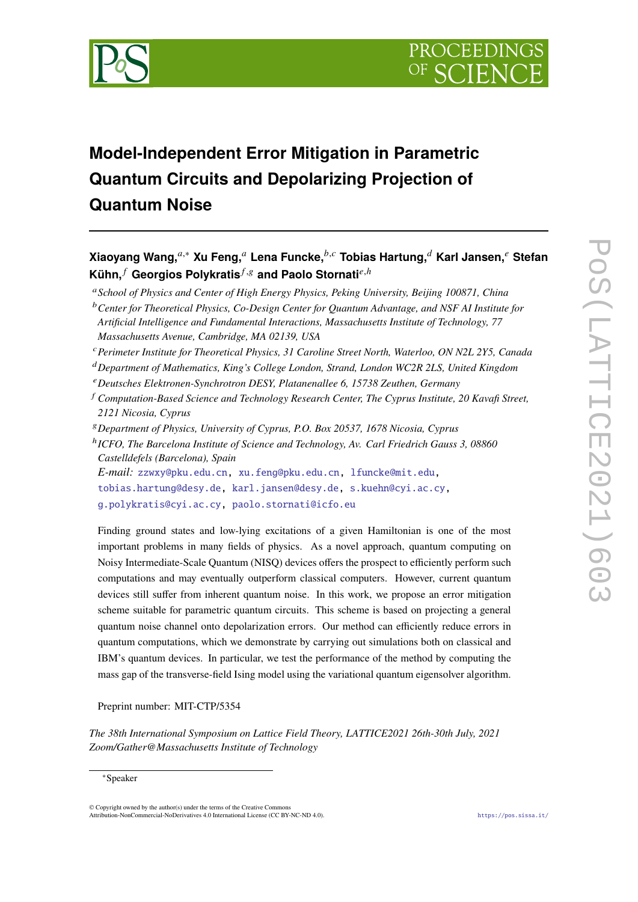# Model-Independent Error Mitigation in Parametric Quantum Circuits and Depolarizing Projection of Quantum Noise

**Xiaoyang Wang,**[a,*] **Xu Feng,**[a] **Lena Funcke,**[b,c] **Tobias Hartung,**[d] **Karl Jansen,**[e] **Stefan Kühn,**[f] **Georgios Polykratis**[f,g] **and Paolo Stornati**[e,h]

[a] *School of Physics and Center of High Energy Physics, Peking University, Beijing 100871, China*

[b] *Center for Theoretical Physics, Co-Design Center for Quantum Advantage, and NSF AI Institute for Artificial Intelligence and Fundamental Interactions, Massachusetts Institute of Technology, 77 Massachusetts Avenue, Cambridge, MA 02139, USA*

[c] *Perimeter Institute for Theoretical Physics, 31 Caroline Street North, Waterloo, ON N2L 2Y5, Canada*

[d] *Department of Mathematics, King's College London, Strand, London WC2R 2LS, United Kingdom*

[e] *Deutsches Elektronen-Synchrotron DESY, Platanenallee 6, 15738 Zeuthen, Germany*

[f] *Computation-Based Science and Technology Research Center, The Cyprus Institute, 20 Kavafi Street, 2121 Nicosia, Cyprus*

[g] *Department of Physics, University of Cyprus, P.O. Box 20537, 1678 Nicosia, Cyprus*

[h] *ICFO, The Barcelona Institute of Science and Technology, Av. Carl Friedrich Gauss 3, 08860 Castelldefels (Barcelona), Spain*

*E-mail:* zzwxy@pku.edu.cn, xu.feng@pku.edu.cn, lfuncke@mit.edu, tobias.hartung@desy.de, karl.jansen@desy.de, s.kuehn@cyi.ac.cy, g.polykratis@cyi.ac.cy, paolo.stornati@icfo.eu

Finding ground states and low-lying excitations of a given Hamiltonian is one of the most important problems in many fields of physics. As a novel approach, quantum computing on Noisy Intermediate-Scale Quantum (NISQ) devices offers the prospect to efficiently perform such computations and may eventually outperform classical computers. However, current quantum devices still suffer from inherent quantum noise. In this work, we propose an error mitigation scheme suitable for parametric quantum circuits. This scheme is based on projecting a general quantum noise channel onto depolarization errors. Our method can efficiently reduce errors in quantum computations, which we demonstrate by carrying out simulations both on classical and IBM's quantum devices. In particular, we test the performance of the method by computing the mass gap of the transverse-field Ising model using the variational quantum eigensolver algorithm.

Preprint number: MIT-CTP/5354

*The 38th International Symposium on Lattice Field Theory, LATTICE2021 26th-30th July, 2021 Zoom/Gather@Massachusetts Institute of Technology*

[*] Speaker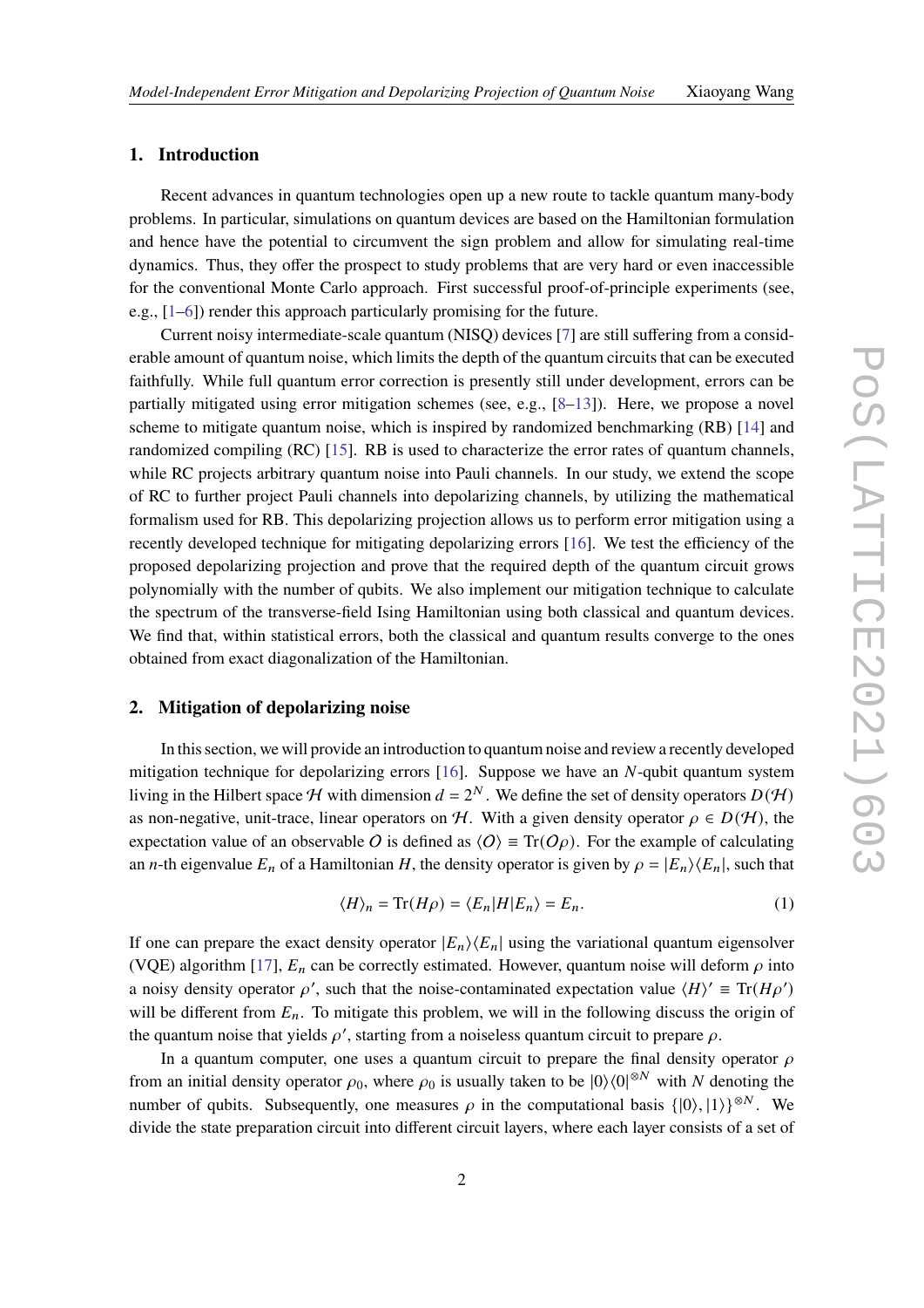## 1. Introduction

Recent advances in quantum technologies open up a new route to tackle quantum many-body problems. In particular, simulations on quantum devices are based on the Hamiltonian formulation and hence have the potential to circumvent the sign problem and allow for simulating real-time dynamics. Thus, they offer the prospect to study problems that are very hard or even inaccessible for the conventional Monte Carlo approach. First successful proof-of-principle experiments (see, e.g., [1–6]) render this approach particularly promising for the future.

Current noisy intermediate-scale quantum (NISQ) devices [7] are still suffering from a considerable amount of quantum noise, which limits the depth of the quantum circuits that can be executed faithfully. While full quantum error correction is presently still under development, errors can be partially mitigated using error mitigation schemes (see, e.g., [8–13]). Here, we propose a novel scheme to mitigate quantum noise, which is inspired by randomized benchmarking (RB) [14] and randomized compiling (RC) [15]. RB is used to characterize the error rates of quantum channels, while RC projects arbitrary quantum noise into Pauli channels. In our study, we extend the scope of RC to further project Pauli channels into depolarizing channels, by utilizing the mathematical formalism used for RB. This depolarizing projection allows us to perform error mitigation using a recently developed technique for mitigating depolarizing errors [16]. We test the efficiency of the proposed depolarizing projection and prove that the required depth of the quantum circuit grows polynomially with the number of qubits. We also implement our mitigation technique to calculate the spectrum of the transverse-field Ising Hamiltonian using both classical and quantum devices. We find that, within statistical errors, both the classical and quantum results converge to the ones obtained from exact diagonalization of the Hamiltonian.

## 2. Mitigation of depolarizing noise

In this section, we will provide an introduction to quantum noise and review a recently developed mitigation technique for depolarizing errors [16]. Suppose we have an $N$-qubit quantum system living in the Hilbert space $\mathcal{H}$ with dimension $d = 2^N$. We define the set of density operators $D(\mathcal{H})$ as non-negative, unit-trace, linear operators on $\mathcal{H}$. With a given density operator $\rho \in D(\mathcal{H})$, the expectation value of an observable $O$ is defined as $\langle O \rangle \equiv \mathrm{Tr}(O\rho)$. For the example of calculating an $n$-th eigenvalue $E_n$ of a Hamiltonian $H$, the density operator is given by $\rho = |E_n\rangle\langle E_n|$, such that

$$\langle H \rangle_n = \mathrm{Tr}(H\rho) = \langle E_n|H|E_n\rangle = E_n. \tag{1}$$

If one can prepare the exact density operator $|E_n\rangle\langle E_n|$ using the variational quantum eigensolver (VQE) algorithm [17], $E_n$ can be correctly estimated. However, quantum noise will deform $\rho$ into a noisy density operator $\rho'$, such that the noise-contaminated expectation value $\langle H \rangle' \equiv \mathrm{Tr}(H\rho')$ will be different from $E_n$. To mitigate this problem, we will in the following discuss the origin of the quantum noise that yields $\rho'$, starting from a noiseless quantum circuit to prepare $\rho$.

In a quantum computer, one uses a quantum circuit to prepare the final density operator $\rho$ from an initial density operator $\rho_0$, where $\rho_0$ is usually taken to be $|0\rangle\langle 0|^{\otimes N}$ with $N$ denoting the number of qubits. Subsequently, one measures $\rho$ in the computational basis $\{|0\rangle, |1\rangle\}^{\otimes N}$. We divide the state preparation circuit into different circuit layers, where each layer consists of a set of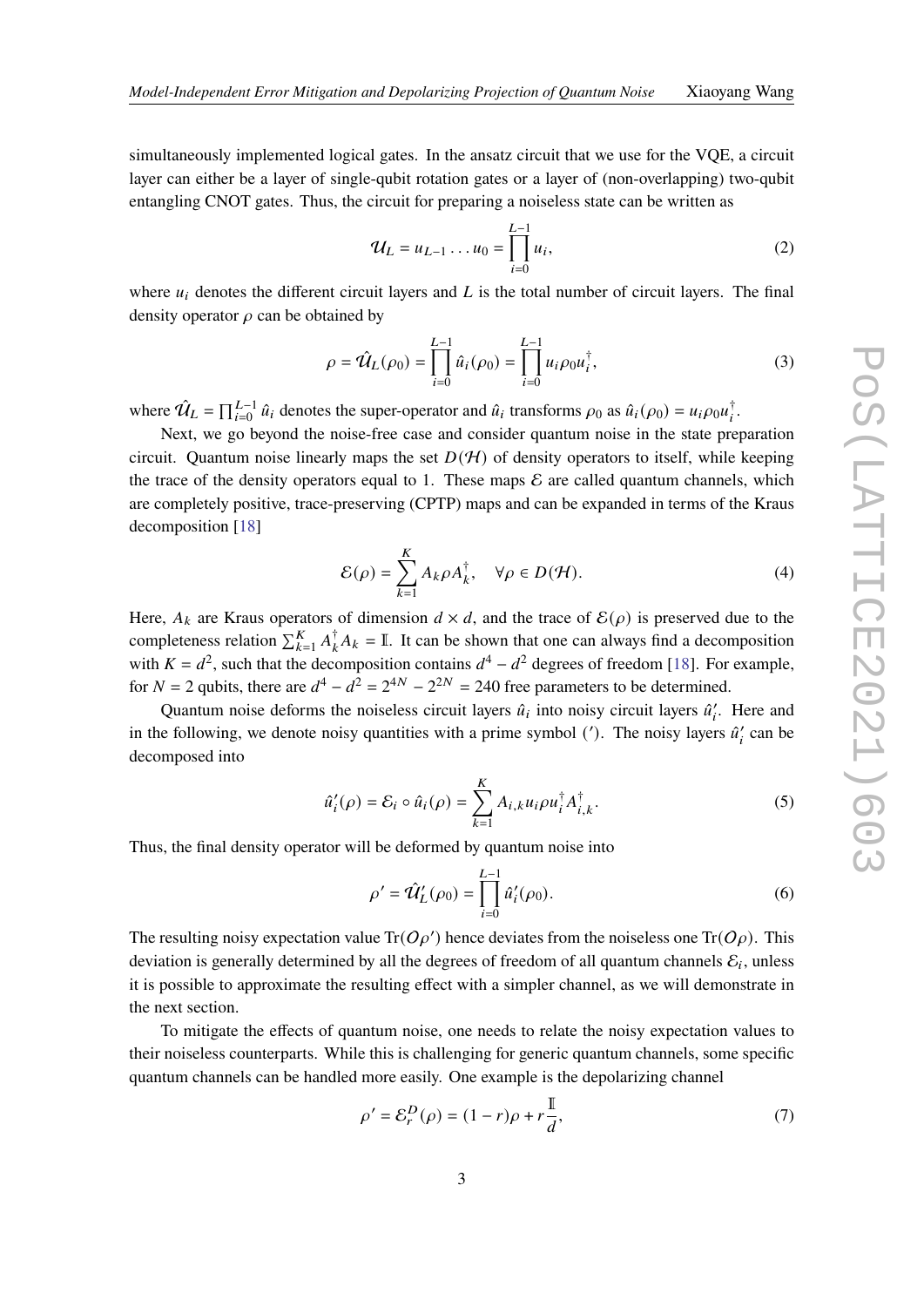simultaneously implemented logical gates. In the ansatz circuit that we use for the VQE, a circuit layer can either be a layer of single-qubit rotation gates or a layer of (non-overlapping) two-qubit entangling CNOT gates. Thus, the circuit for preparing a noiseless state can be written as

$$\mathcal{U}_L = u_{L-1} \dots u_0 = \prod_{i=0}^{L-1} u_i, \tag{2}$$

where $u_i$ denotes the different circuit layers and $L$ is the total number of circuit layers. The final density operator $\rho$ can be obtained by

$$\rho = \hat{\mathcal{U}}_L(\rho_0) = \prod_{i=0}^{L-1} \hat{u}_i(\rho_0) = \prod_{i=0}^{L-1} u_i \rho_0 u_i^\dagger, \tag{3}$$

where $\hat{\mathcal{U}}_L = \prod_{i=0}^{L-1} \hat{u}_i$ denotes the super-operator and $\hat{u}_i$ transforms $\rho_0$ as $\hat{u}_i(\rho_0) = u_i \rho_0 u_i^\dagger$.

Next, we go beyond the noise-free case and consider quantum noise in the state preparation circuit. Quantum noise linearly maps the set $D(\mathcal{H})$ of density operators to itself, while keeping the trace of the density operators equal to 1. These maps $\mathcal{E}$ are called quantum channels, which are completely positive, trace-preserving (CPTP) maps and can be expanded in terms of the Kraus decomposition [18]

$$\mathcal{E}(\rho) = \sum_{k=1}^{K} A_k \rho A_k^\dagger, \quad \forall \rho \in D(\mathcal{H}). \tag{4}$$

Here, $A_k$ are Kraus operators of dimension $d \times d$, and the trace of $\mathcal{E}(\rho)$ is preserved due to the completeness relation $\sum_{k=1}^{K} A_k^\dagger A_k = \mathbb{I}$. It can be shown that one can always find a decomposition with $K = d^2$, such that the decomposition contains $d^4 - d^2$ degrees of freedom [18]. For example, for $N = 2$ qubits, there are $d^4 - d^2 = 2^{4N} - 2^{2N} = 240$ free parameters to be determined.

Quantum noise deforms the noiseless circuit layers $\hat{u}_i$ into noisy circuit layers $\hat{u}_i'$. Here and in the following, we denote noisy quantities with a prime symbol ($'$). The noisy layers $\hat{u}_i'$ can be decomposed into

$$\hat{u}_i'(\rho) = \mathcal{E}_i \circ \hat{u}_i(\rho) = \sum_{k=1}^{K} A_{i,k} u_i \rho u_i^\dagger A_{i,k}^\dagger. \tag{5}$$

Thus, the final density operator will be deformed by quantum noise into

$$\rho' = \hat{\mathcal{U}}_L'(\rho_0) = \prod_{i=0}^{L-1} \hat{u}_i'(\rho_0). \tag{6}$$

The resulting noisy expectation value $\mathrm{Tr}(O\rho')$ hence deviates from the noiseless one $\mathrm{Tr}(O\rho)$. This deviation is generally determined by all the degrees of freedom of all quantum channels $\mathcal{E}_i$, unless it is possible to approximate the resulting effect with a simpler channel, as we will demonstrate in the next section.

To mitigate the effects of quantum noise, one needs to relate the noisy expectation values to their noiseless counterparts. While this is challenging for generic quantum channels, some specific quantum channels can be handled more easily. One example is the depolarizing channel

$$\rho' = \mathcal{E}_r^D(\rho) = (1 - r)\rho + r\frac{\mathbb{I}}{d}, \tag{7}$$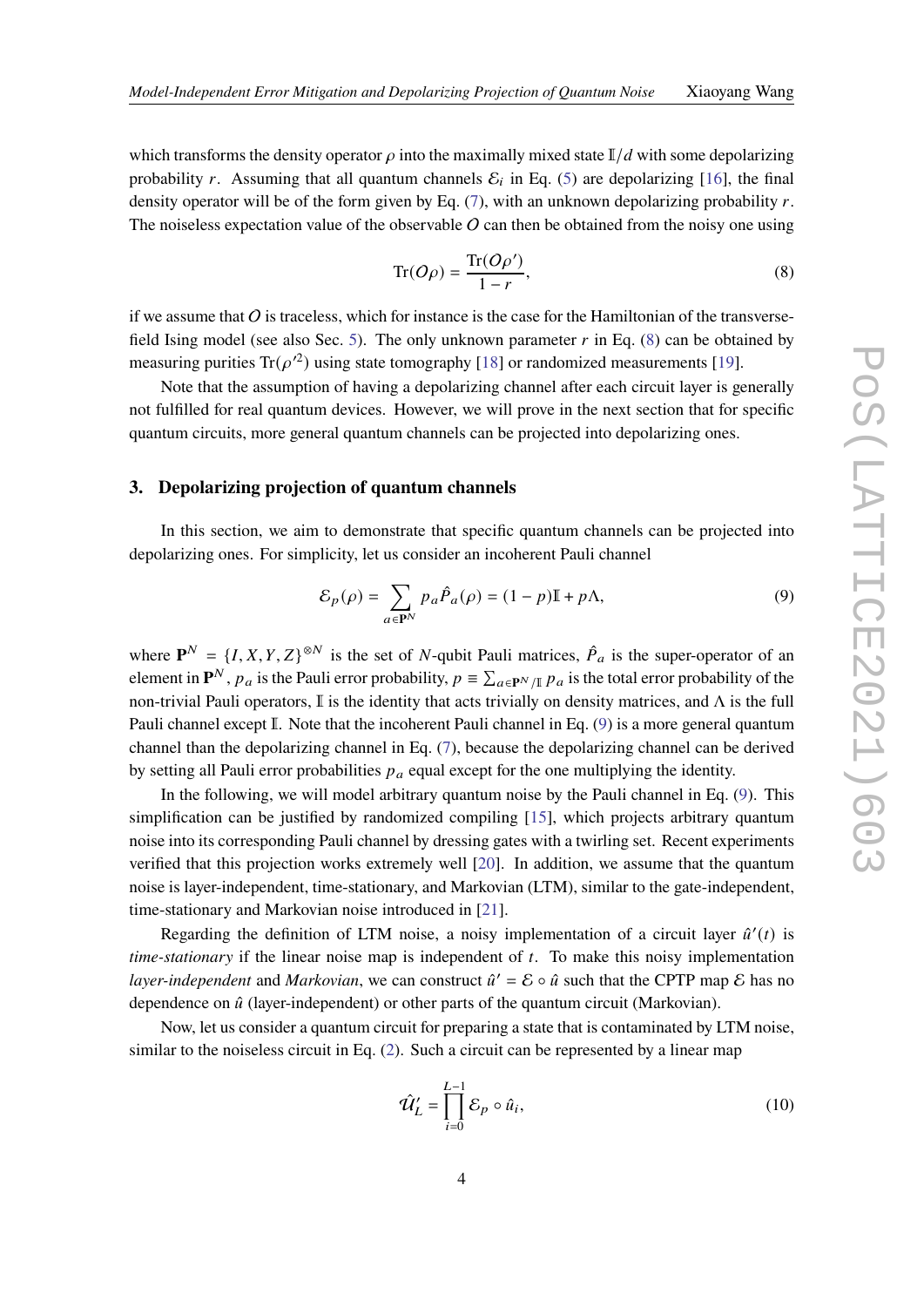which transforms the density operator $\rho$ into the maximally mixed state $\mathbb{I}/d$ with some depolarizing probability $r$. Assuming that all quantum channels $\mathcal{E}_i$ in Eq. (5) are depolarizing [16], the final density operator will be of the form given by Eq. (7), with an unknown depolarizing probability $r$. The noiseless expectation value of the observable $O$ can then be obtained from the noisy one using

$$\mathrm{Tr}(O\rho) = \frac{\mathrm{Tr}(O\rho')}{1-r}, \tag{8}$$

if we assume that $O$ is traceless, which for instance is the case for the Hamiltonian of the transverse-field Ising model (see also Sec. 5). The only unknown parameter $r$ in Eq. (8) can be obtained by measuring purities $\mathrm{Tr}(\rho'^2)$ using state tomography [18] or randomized measurements [19].

Note that the assumption of having a depolarizing channel after each circuit layer is generally not fulfilled for real quantum devices. However, we will prove in the next section that for specific quantum circuits, more general quantum channels can be projected into depolarizing ones.

## 3. Depolarizing projection of quantum channels

In this section, we aim to demonstrate that specific quantum channels can be projected into depolarizing ones. For simplicity, let us consider an incoherent Pauli channel

$$\mathcal{E}_p(\rho) = \sum_{a\in\mathbf{P}^N} p_a \hat{P}_a(\rho) = (1-p)\mathbb{I} + p\Lambda, \tag{9}$$

where $\mathbf{P}^N = \{I, X, Y, Z\}^{\otimes N}$ is the set of $N$-qubit Pauli matrices, $\hat{P}_a$ is the super-operator of an element in $\mathbf{P}^N$, $p_a$ is the Pauli error probability, $p \equiv \sum_{a\in\mathbf{P}^N/\mathbb{I}} p_a$ is the total error probability of the non-trivial Pauli operators, $\mathbb{I}$ is the identity that acts trivially on density matrices, and $\Lambda$ is the full Pauli channel except $\mathbb{I}$. Note that the incoherent Pauli channel in Eq. (9) is a more general quantum channel than the depolarizing channel in Eq. (7), because the depolarizing channel can be derived by setting all Pauli error probabilities $p_a$ equal except for the one multiplying the identity.

In the following, we will model arbitrary quantum noise by the Pauli channel in Eq. (9). This simplification can be justified by randomized compiling [15], which projects arbitrary quantum noise into its corresponding Pauli channel by dressing gates with a twirling set. Recent experiments verified that this projection works extremely well [20]. In addition, we assume that the quantum noise is layer-independent, time-stationary, and Markovian (LTM), similar to the gate-independent, time-stationary and Markovian noise introduced in [21].

Regarding the definition of LTM noise, a noisy implementation of a circuit layer $\hat{u}'(t)$ is *time-stationary* if the linear noise map is independent of $t$. To make this noisy implementation *layer-independent* and *Markovian*, we can construct $\hat{u}' = \mathcal{E}\circ\hat{u}$ such that the CPTP map $\mathcal{E}$ has no dependence on $\hat{u}$ (layer-independent) or other parts of the quantum circuit (Markovian).

Now, let us consider a quantum circuit for preparing a state that is contaminated by LTM noise, similar to the noiseless circuit in Eq. (2). Such a circuit can be represented by a linear map

$$\hat{\mathcal{U}}'_L = \prod_{i=0}^{L-1} \mathcal{E}_p \circ \hat{u}_i, \tag{10}$$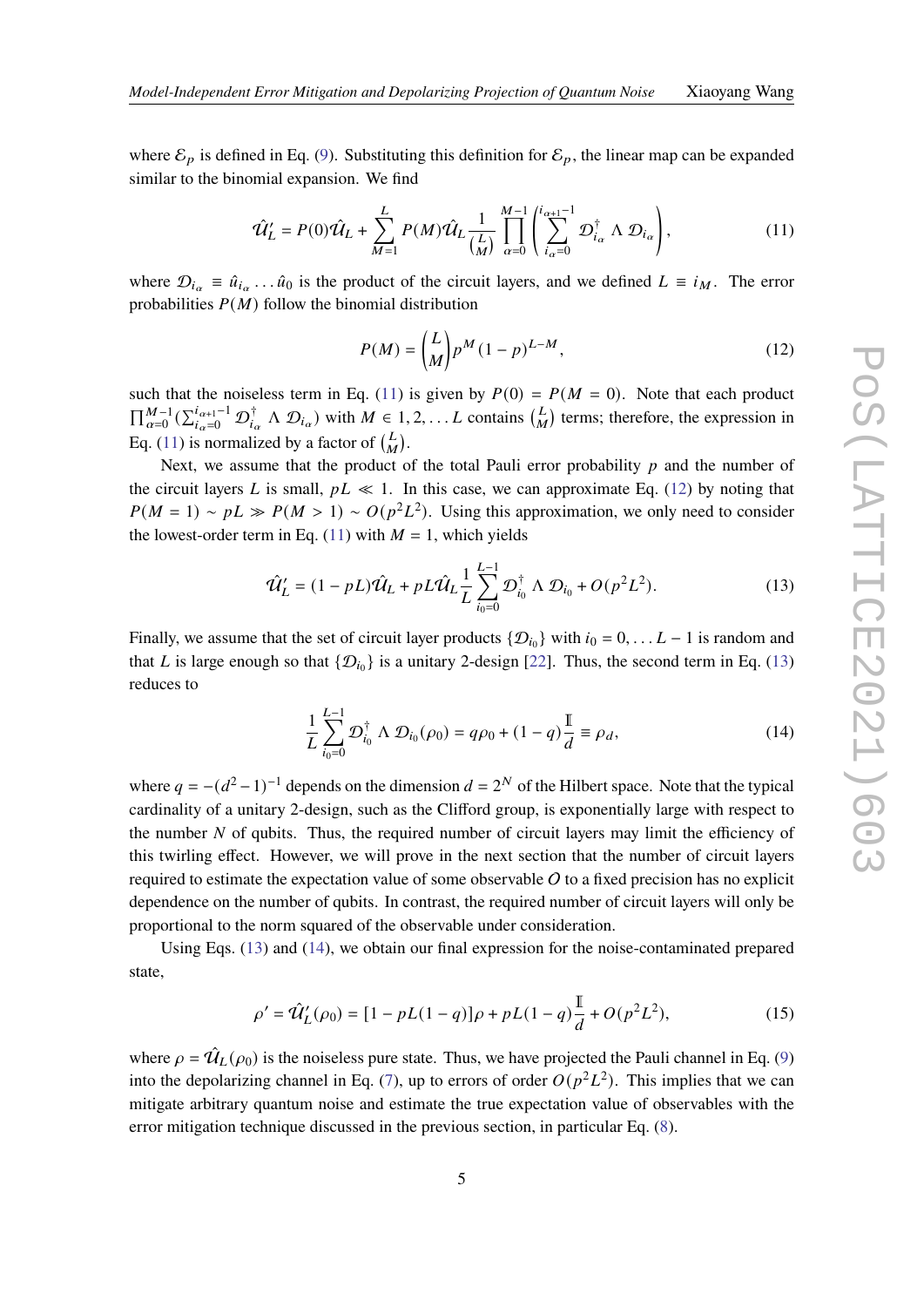where $\mathcal{E}_p$ is defined in Eq. (9). Substituting this definition for $\mathcal{E}_p$, the linear map can be expanded similar to the binomial expansion. We find

$$\hat{\mathcal{U}}'_L = P(0)\hat{\mathcal{U}}_L + \sum_{M=1}^{L} P(M)\hat{\mathcal{U}}_L \frac{1}{\binom{L}{M}} \prod_{\alpha=0}^{M-1} \left( \sum_{i_\alpha=0}^{i_{\alpha+1}-1} \mathcal{D}^\dagger_{i_\alpha} \Lambda \mathcal{D}_{i_\alpha} \right), \tag{11}$$

where $\mathcal{D}_{i_\alpha} \equiv \hat{u}_{i_\alpha} \dots \hat{u}_0$ is the product of the circuit layers, and we defined $L \equiv i_M$. The error probabilities $P(M)$ follow the binomial distribution

$$P(M) = \binom{L}{M} p^M (1-p)^{L-M}, \tag{12}$$

such that the noiseless term in Eq. (11) is given by $P(0) = P(M = 0)$. Note that each product $\prod_{\alpha=0}^{M-1} (\sum_{i_\alpha=0}^{i_{\alpha+1}-1} \mathcal{D}^\dagger_{i_\alpha} \Lambda \mathcal{D}_{i_\alpha})$ with $M \in 1, 2, \dots L$ contains $\binom{L}{M}$ terms; therefore, the expression in Eq. (11) is normalized by a factor of $\binom{L}{M}$.

Next, we assume that the product of the total Pauli error probability $p$ and the number of the circuit layers $L$ is small, $pL \ll 1$. In this case, we can approximate Eq. (12) by noting that $P(M = 1) \sim pL \gg P(M > 1) \sim O(p^2L^2)$. Using this approximation, we only need to consider the lowest-order term in Eq. (11) with $M = 1$, which yields

$$\hat{\mathcal{U}}'_L = (1 - pL)\hat{\mathcal{U}}_L + pL\hat{\mathcal{U}}_L \frac{1}{L} \sum_{i_0=0}^{L-1} \mathcal{D}^\dagger_{i_0} \Lambda \mathcal{D}_{i_0} + O(p^2L^2). \tag{13}$$

Finally, we assume that the set of circuit layer products $\{\mathcal{D}_{i_0}\}$ with $i_0 = 0, \dots L - 1$ is random and that $L$ is large enough so that $\{\mathcal{D}_{i_0}\}$ is a unitary 2-design [22]. Thus, the second term in Eq. (13) reduces to

$$\frac{1}{L} \sum_{i_0=0}^{L-1} \mathcal{D}^\dagger_{i_0} \Lambda \mathcal{D}_{i_0}(\rho_0) = q\rho_0 + (1-q)\frac{\mathbb{I}}{d} \equiv \rho_d, \tag{14}$$

where $q = -(d^2 - 1)^{-1}$ depends on the dimension $d = 2^N$ of the Hilbert space. Note that the typical cardinality of a unitary 2-design, such as the Clifford group, is exponentially large with respect to the number $N$ of qubits. Thus, the required number of circuit layers may limit the efficiency of this twirling effect. However, we will prove in the next section that the number of circuit layers required to estimate the expectation value of some observable $O$ to a fixed precision has no explicit dependence on the number of qubits. In contrast, the required number of circuit layers will only be proportional to the norm squared of the observable under consideration.

Using Eqs. (13) and (14), we obtain our final expression for the noise-contaminated prepared state,

$$\rho' = \hat{\mathcal{U}}'_L(\rho_0) = [1 - pL(1-q)]\rho + pL(1-q)\frac{\mathbb{I}}{d} + O(p^2L^2), \tag{15}$$

where $\rho = \hat{\mathcal{U}}_L(\rho_0)$ is the noiseless pure state. Thus, we have projected the Pauli channel in Eq. (9) into the depolarizing channel in Eq. (7), up to errors of order $O(p^2L^2)$. This implies that we can mitigate arbitrary quantum noise and estimate the true expectation value of observables with the error mitigation technique discussed in the previous section, in particular Eq. (8).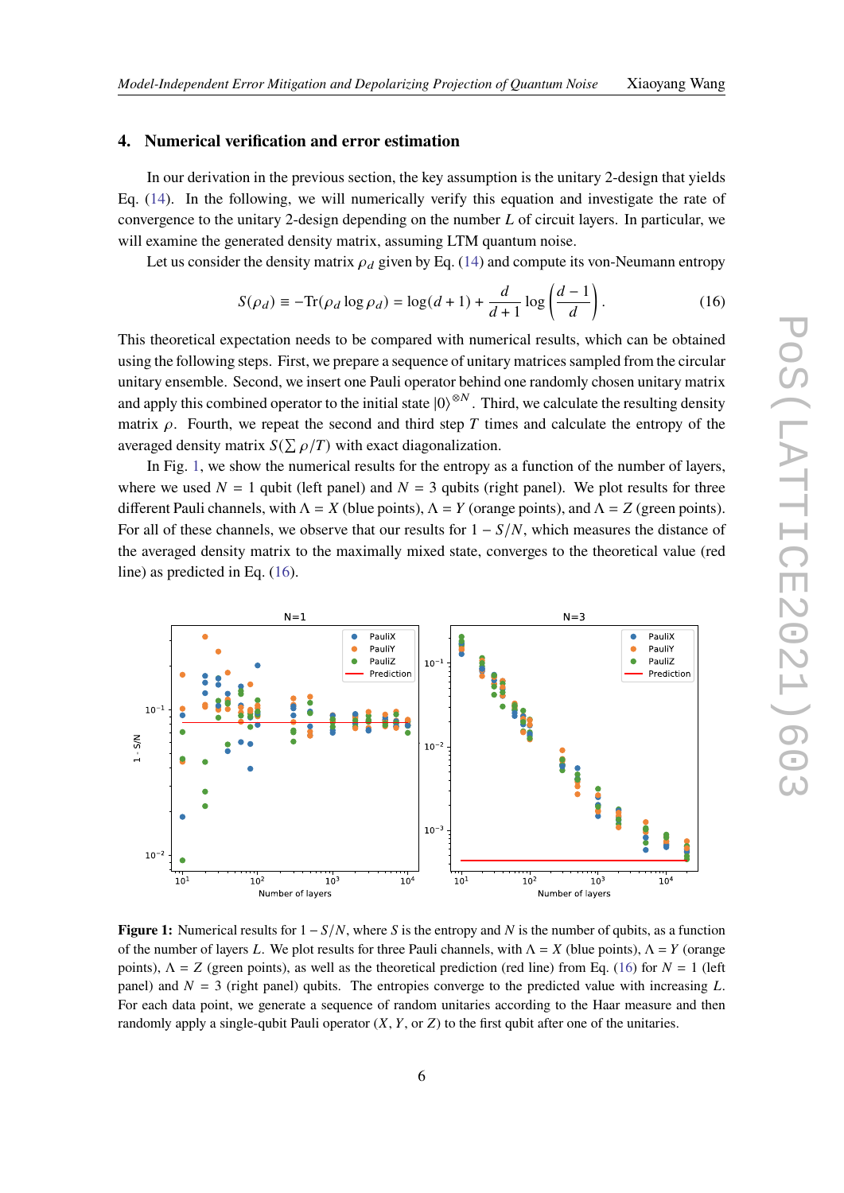## 4. Numerical verification and error estimation

In our derivation in the previous section, the key assumption is the unitary 2-design that yields Eq. (14). In the following, we will numerically verify this equation and investigate the rate of convergence to the unitary 2-design depending on the number $L$ of circuit layers. In particular, we will examine the generated density matrix, assuming LTM quantum noise.

Let us consider the density matrix $\rho_d$ given by Eq. (14) and compute its von-Neumann entropy

$$S(\rho_d) \equiv -\mathrm{Tr}(\rho_d \log \rho_d) = \log(d+1) + \frac{d}{d+1} \log \left( \frac{d-1}{d} \right). \tag{16}$$

This theoretical expectation needs to be compared with numerical results, which can be obtained using the following steps. First, we prepare a sequence of unitary matrices sampled from the circular unitary ensemble. Second, we insert one Pauli operator behind one randomly chosen unitary matrix and apply this combined operator to the initial state $|0\rangle^{\otimes N}$. Third, we calculate the resulting density matrix $\rho$. Fourth, we repeat the second and third step $T$ times and calculate the entropy of the averaged density matrix $S(\sum \rho/T)$ with exact diagonalization.

In Fig. 1, we show the numerical results for the entropy as a function of the number of layers, where we used $N = 1$ qubit (left panel) and $N = 3$ qubits (right panel). We plot results for three different Pauli channels, with $\Lambda = X$ (blue points), $\Lambda = Y$ (orange points), and $\Lambda = Z$ (green points). For all of these channels, we observe that our results for $1 - S/N$, which measures the distance of the averaged density matrix to the maximally mixed state, converges to the theoretical value (red line) as predicted in Eq. (16).

**Figure 1:** Numerical results for $1 - S/N$, where $S$ is the entropy and $N$ is the number of qubits, as a function of the number of layers $L$. We plot results for three Pauli channels, with $\Lambda = X$ (blue points), $\Lambda = Y$ (orange points), $\Lambda = Z$ (green points), as well as the theoretical prediction (red line) from Eq. (16) for $N = 1$ (left panel) and $N = 3$ (right panel) qubits. The entropies converge to the predicted value with increasing $L$. For each data point, we generate a sequence of random unitaries according to the Haar measure and then randomly apply a single-qubit Pauli operator ($X$, $Y$, or $Z$) to the first qubit after one of the unitaries.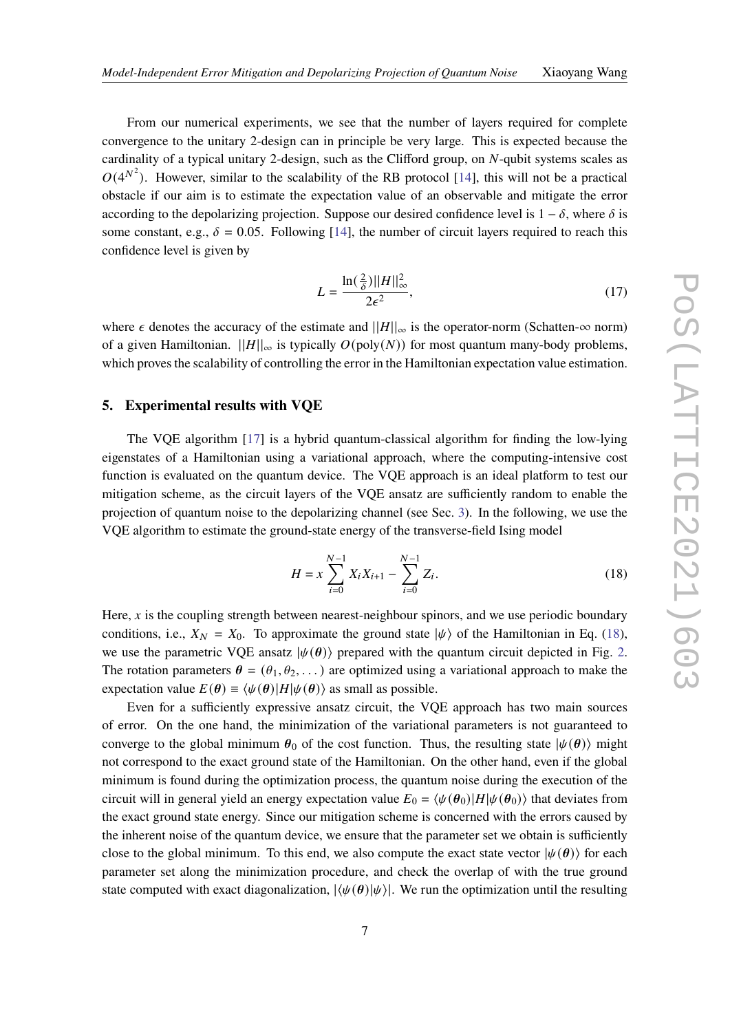From our numerical experiments, we see that the number of layers required for complete convergence to the unitary 2-design can in principle be very large. This is expected because the cardinality of a typical unitary 2-design, such as the Clifford group, on $N$-qubit systems scales as $O(4^{N^2})$. However, similar to the scalability of the RB protocol [14], this will not be a practical obstacle if our aim is to estimate the expectation value of an observable and mitigate the error according to the depolarizing projection. Suppose our desired confidence level is $1 - \delta$, where $\delta$ is some constant, e.g., $\delta = 0.05$. Following [14], the number of circuit layers required to reach this confidence level is given by

$$L = \frac{\ln(\frac{2}{\delta})||H||_\infty^2}{2\epsilon^2}, \tag{17}$$

where $\epsilon$ denotes the accuracy of the estimate and $||H||_\infty$ is the operator-norm (Schatten-$\infty$ norm) of a given Hamiltonian. $||H||_\infty$ is typically $O(\text{poly}(N))$ for most quantum many-body problems, which proves the scalability of controlling the error in the Hamiltonian expectation value estimation.

## 5. Experimental results with VQE

The VQE algorithm [17] is a hybrid quantum-classical algorithm for finding the low-lying eigenstates of a Hamiltonian using a variational approach, where the computing-intensive cost function is evaluated on the quantum device. The VQE approach is an ideal platform to test our mitigation scheme, as the circuit layers of the VQE ansatz are sufficiently random to enable the projection of quantum noise to the depolarizing channel (see Sec. 3). In the following, we use the VQE algorithm to estimate the ground-state energy of the transverse-field Ising model

$$H = x\sum_{i=0}^{N-1} X_i X_{i+1} - \sum_{i=0}^{N-1} Z_i. \tag{18}$$

Here, $x$ is the coupling strength between nearest-neighbour spinors, and we use periodic boundary conditions, i.e., $X_N = X_0$. To approximate the ground state $|\psi\rangle$ of the Hamiltonian in Eq. (18), we use the parametric VQE ansatz $|\psi(\boldsymbol{\theta})\rangle$ prepared with the quantum circuit depicted in Fig. 2. The rotation parameters $\boldsymbol{\theta} = (\theta_1, \theta_2, \dots)$ are optimized using a variational approach to make the expectation value $E(\boldsymbol{\theta}) \equiv \langle\psi(\boldsymbol{\theta})|H|\psi(\boldsymbol{\theta})\rangle$ as small as possible.

Even for a sufficiently expressive ansatz circuit, the VQE approach has two main sources of error. On the one hand, the minimization of the variational parameters is not guaranteed to converge to the global minimum $\boldsymbol{\theta}_0$ of the cost function. Thus, the resulting state $|\psi(\boldsymbol{\theta})\rangle$ might not correspond to the exact ground state of the Hamiltonian. On the other hand, even if the global minimum is found during the optimization process, the quantum noise during the execution of the circuit will in general yield an energy expectation value $E_0 = \langle\psi(\boldsymbol{\theta}_0)|H|\psi(\boldsymbol{\theta}_0)\rangle$ that deviates from the exact ground state energy. Since our mitigation scheme is concerned with the errors caused by the inherent noise of the quantum device, we ensure that the parameter set we obtain is sufficiently close to the global minimum. To this end, we also compute the exact state vector $|\psi(\boldsymbol{\theta})\rangle$ for each parameter set along the minimization procedure, and check the overlap of with the true ground state computed with exact diagonalization, $|\langle\psi(\boldsymbol{\theta})|\psi\rangle|$. We run the optimization until the resulting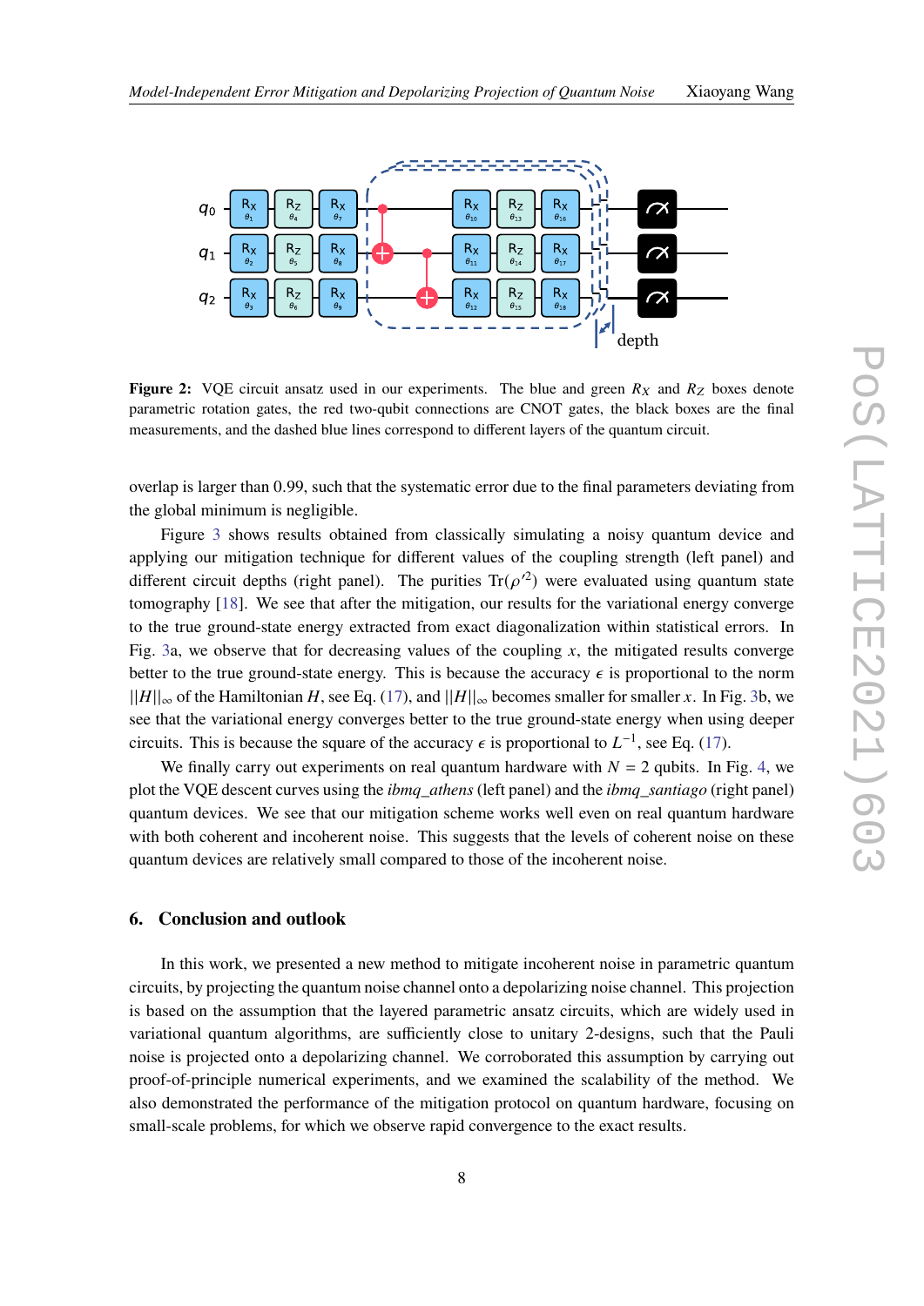**Figure 2:** VQE circuit ansatz used in our experiments. The blue and green $R_X$ and $R_Z$ boxes denote parametric rotation gates, the red two-qubit connections are CNOT gates, the black boxes are the final measurements, and the dashed blue lines correspond to different layers of the quantum circuit.

overlap is larger than 0.99, such that the systematic error due to the final parameters deviating from the global minimum is negligible.

Figure 3 shows results obtained from classically simulating a noisy quantum device and applying our mitigation technique for different values of the coupling strength (left panel) and different circuit depths (right panel). The purities $\mathrm{Tr}(\rho'^2)$ were evaluated using quantum state tomography [18]. We see that after the mitigation, our results for the variational energy converge to the true ground-state energy extracted from exact diagonalization within statistical errors. In Fig. 3a, we observe that for decreasing values of the coupling $x$, the mitigated results converge better to the true ground-state energy. This is because the accuracy $\epsilon$ is proportional to the norm $||H||_\infty$ of the Hamiltonian $H$, see Eq. (17), and $||H||_\infty$ becomes smaller for smaller $x$. In Fig. 3b, we see that the variational energy converges better to the true ground-state energy when using deeper circuits. This is because the square of the accuracy $\epsilon$ is proportional to $L^{-1}$, see Eq. (17).

We finally carry out experiments on real quantum hardware with $N = 2$ qubits. In Fig. 4, we plot the VQE descent curves using the *ibmq_athens* (left panel) and the *ibmq_santiago* (right panel) quantum devices. We see that our mitigation scheme works well even on real quantum hardware with both coherent and incoherent noise. This suggests that the levels of coherent noise on these quantum devices are relatively small compared to those of the incoherent noise.

## 6. Conclusion and outlook

In this work, we presented a new method to mitigate incoherent noise in parametric quantum circuits, by projecting the quantum noise channel onto a depolarizing noise channel. This projection is based on the assumption that the layered parametric ansatz circuits, which are widely used in variational quantum algorithms, are sufficiently close to unitary 2-designs, such that the Pauli noise is projected onto a depolarizing channel. We corroborated this assumption by carrying out proof-of-principle numerical experiments, and we examined the scalability of the method. We also demonstrated the performance of the mitigation protocol on quantum hardware, focusing on small-scale problems, for which we observe rapid convergence to the exact results.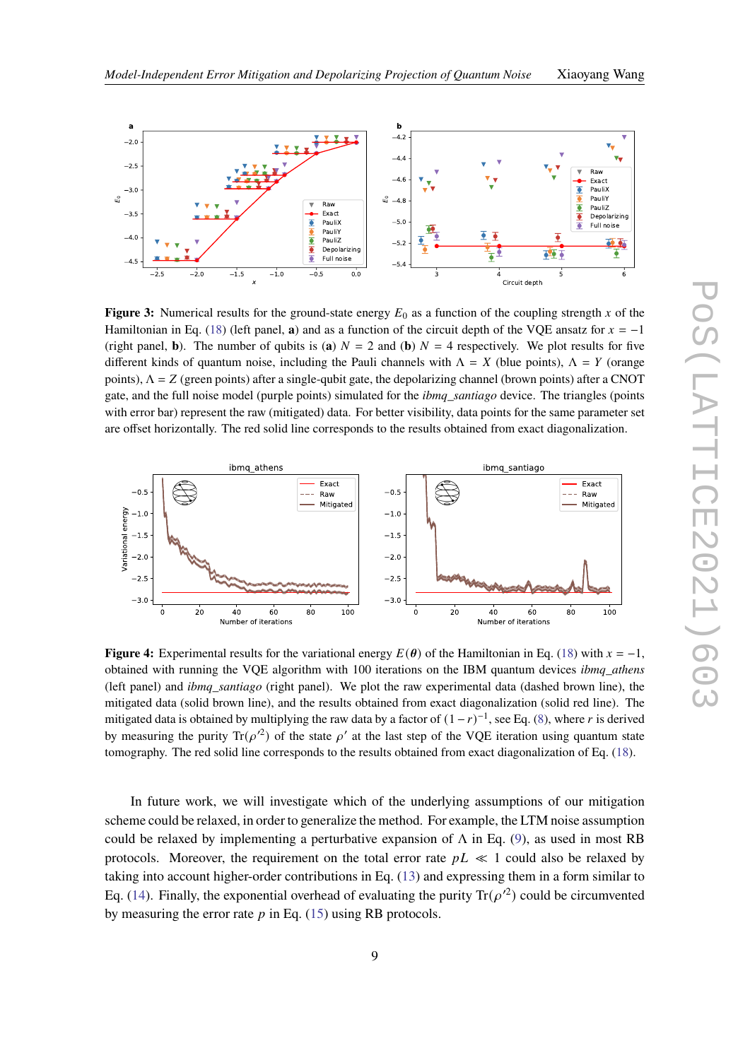**Figure 3:** Numerical results for the ground-state energy $E_0$ as a function of the coupling strength $x$ of the Hamiltonian in Eq. (18) (left panel, **a**) and as a function of the circuit depth of the VQE ansatz for $x = -1$ (right panel, **b**). The number of qubits is (**a**) $N = 2$ and (**b**) $N = 4$ respectively. We plot results for five different kinds of quantum noise, including the Pauli channels with $\Lambda = X$ (blue points), $\Lambda = Y$ (orange points), $\Lambda = Z$ (green points) after a single-qubit gate, the depolarizing channel (brown points) after a CNOT gate, and the full noise model (purple points) simulated for the *ibmq_santiago* device. The triangles (points with error bar) represent the raw (mitigated) data. For better visibility, data points for the same parameter set are offset horizontally. The red solid line corresponds to the results obtained from exact diagonalization.

**Figure 4:** Experimental results for the variational energy $E(\boldsymbol{\theta})$ of the Hamiltonian in Eq. (18) with $x = -1$, obtained with running the VQE algorithm with 100 iterations on the IBM quantum devices *ibmq_athens* (left panel) and *ibmq_santiago* (right panel). We plot the raw experimental data (dashed brown line), the mitigated data (solid brown line), and the results obtained from exact diagonalization (solid red line). The mitigated data is obtained by multiplying the raw data by a factor of $(1 - r)^{-1}$, see Eq. (8), where $r$ is derived by measuring the purity $\mathrm{Tr}(\rho'^2)$ of the state $\rho'$ at the last step of the VQE iteration using quantum state tomography. The red solid line corresponds to the results obtained from exact diagonalization of Eq. (18).

In future work, we will investigate which of the underlying assumptions of our mitigation scheme could be relaxed, in order to generalize the method. For example, the LTM noise assumption could be relaxed by implementing a perturbative expansion of $\Lambda$ in Eq. (9), as used in most RB protocols. Moreover, the requirement on the total error rate $pL \ll 1$ could also be relaxed by taking into account higher-order contributions in Eq. (13) and expressing them in a form similar to Eq. (14). Finally, the exponential overhead of evaluating the purity $\mathrm{Tr}(\rho'^2)$ could be circumvented by measuring the error rate $p$ in Eq. (15) using RB protocols.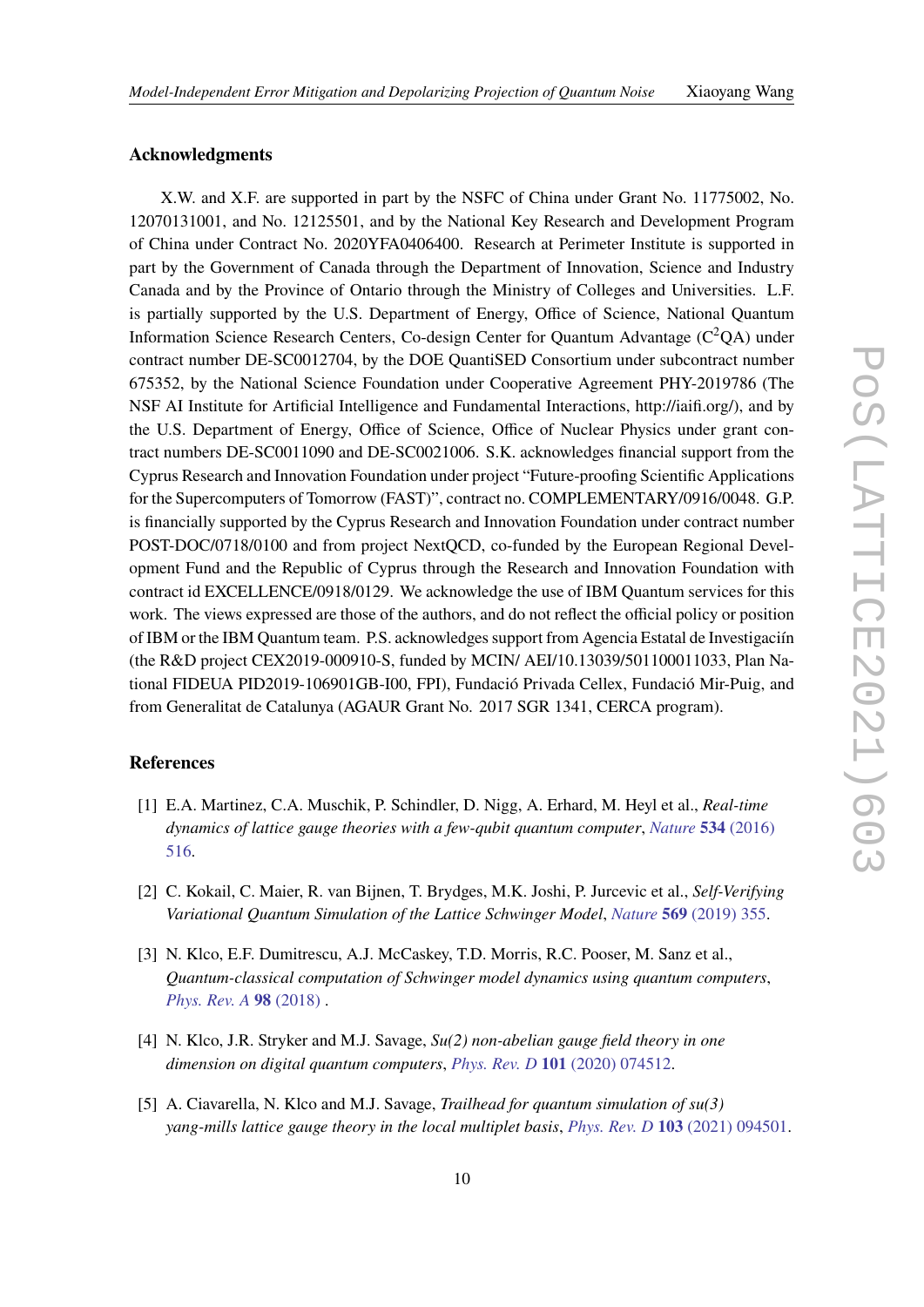## Acknowledgments

X.W. and X.F. are supported in part by the NSFC of China under Grant No. 11775002, No. 12070131001, and No. 12125501, and by the National Key Research and Development Program of China under Contract No. 2020YFA0406400. Research at Perimeter Institute is supported in part by the Government of Canada through the Department of Innovation, Science and Industry Canada and by the Province of Ontario through the Ministry of Colleges and Universities. L.F. is partially supported by the U.S. Department of Energy, Office of Science, National Quantum Information Science Research Centers, Co-design Center for Quantum Advantage ($C^2$QA) under contract number DE-SC0012704, by the DOE QuantiSED Consortium under subcontract number 675352, by the National Science Foundation under Cooperative Agreement PHY-2019786 (The NSF AI Institute for Artificial Intelligence and Fundamental Interactions, http://iaifi.org/), and by the U.S. Department of Energy, Office of Science, Office of Nuclear Physics under grant contract numbers DE-SC0011090 and DE-SC0021006. S.K. acknowledges financial support from the Cyprus Research and Innovation Foundation under project "Future-proofing Scientific Applications for the Supercomputers of Tomorrow (FAST)", contract no. COMPLEMENTARY/0916/0048. G.P. is financially supported by the Cyprus Research and Innovation Foundation under contract number POST-DOC/0718/0100 and from project NextQCD, co-funded by the European Regional Development Fund and the Republic of Cyprus through the Research and Innovation Foundation with contract id EXCELLENCE/0918/0129. We acknowledge the use of IBM Quantum services for this work. The views expressed are those of the authors, and do not reflect the official policy or position of IBM or the IBM Quantum team. P.S. acknowledges support from Agencia Estatal de Investigacíín (the R&D project CEX2019-000910-S, funded by MCIN/ AEI/10.13039/501100011033, Plan National FIDEUA PID2019-106901GB-I00, FPI), Fundació Privada Cellex, Fundació Mir-Puig, and from Generalitat de Catalunya (AGAUR Grant No. 2017 SGR 1341, CERCA program).

## References

[1] E.A. Martinez, C.A. Muschik, P. Schindler, D. Nigg, A. Erhard, M. Heyl et al., *Real-time dynamics of lattice gauge theories with a few-qubit quantum computer*, *Nature* **534** (2016) 516.

[2] C. Kokail, C. Maier, R. van Bijnen, T. Brydges, M.K. Joshi, P. Jurcevic et al., *Self-Verifying Variational Quantum Simulation of the Lattice Schwinger Model*, *Nature* **569** (2019) 355.

[3] N. Klco, E.F. Dumitrescu, A.J. McCaskey, T.D. Morris, R.C. Pooser, M. Sanz et al., *Quantum-classical computation of Schwinger model dynamics using quantum computers*, *Phys. Rev. A* **98** (2018) .

[4] N. Klco, J.R. Stryker and M.J. Savage, *Su(2) non-abelian gauge field theory in one dimension on digital quantum computers*, *Phys. Rev. D* **101** (2020) 074512.

[5] A. Ciavarella, N. Klco and M.J. Savage, *Trailhead for quantum simulation of su(3) yang-mills lattice gauge theory in the local multiplet basis*, *Phys. Rev. D* **103** (2021) 094501.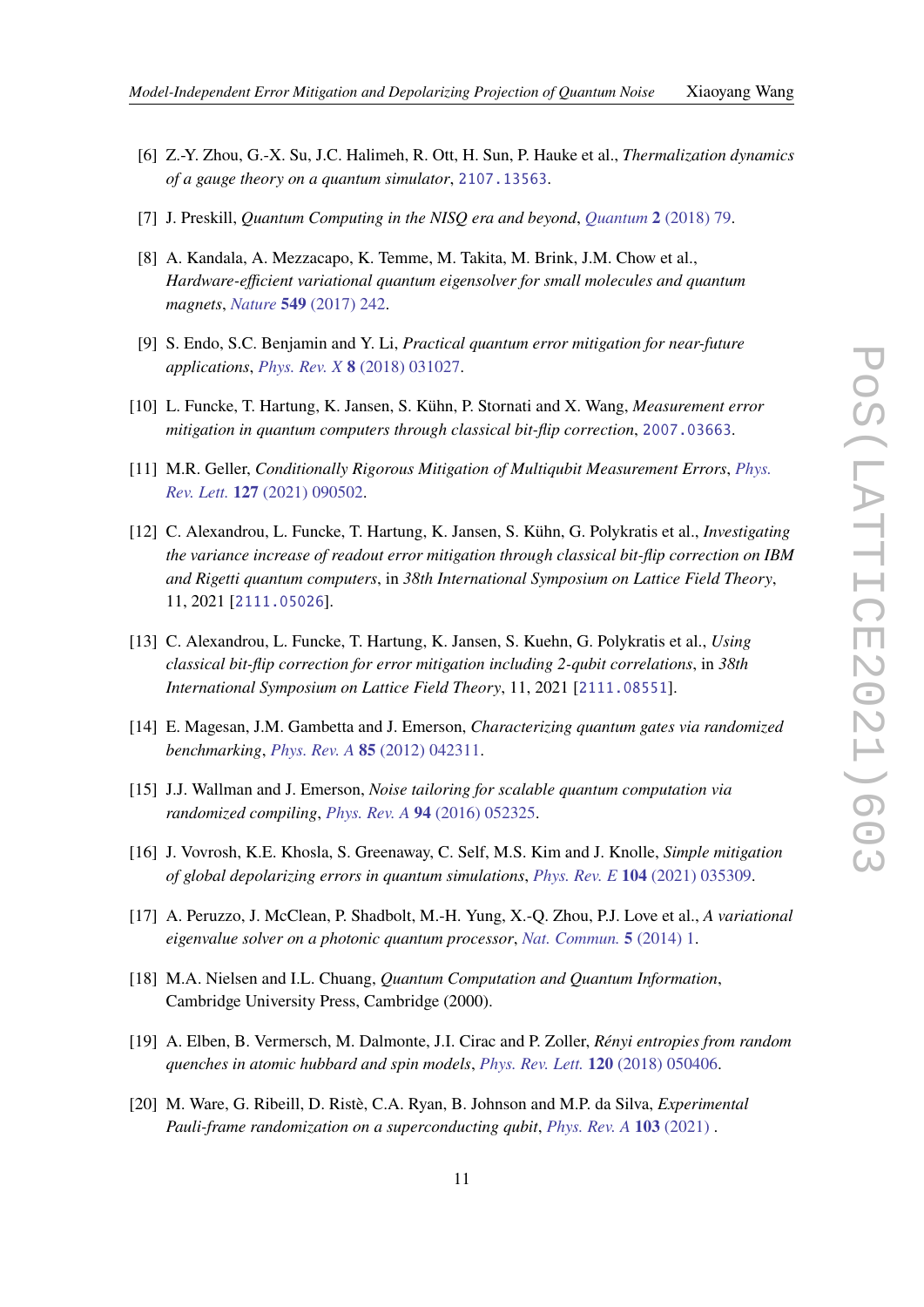[6] Z.-Y. Zhou, G.-X. Su, J.C. Halimeh, R. Ott, H. Sun, P. Hauke et al., *Thermalization dynamics of a gauge theory on a quantum simulator*, 2107.13563.

[7] J. Preskill, *Quantum Computing in the NISQ era and beyond*, Quantum **2** (2018) 79.

[8] A. Kandala, A. Mezzacapo, K. Temme, M. Takita, M. Brink, J.M. Chow et al., *Hardware-efficient variational quantum eigensolver for small molecules and quantum magnets*, Nature **549** (2017) 242.

[9] S. Endo, S.C. Benjamin and Y. Li, *Practical quantum error mitigation for near-future applications*, Phys. Rev. X **8** (2018) 031027.

[10] L. Funcke, T. Hartung, K. Jansen, S. Kühn, P. Stornati and X. Wang, *Measurement error mitigation in quantum computers through classical bit-flip correction*, 2007.03663.

[11] M.R. Geller, *Conditionally Rigorous Mitigation of Multiqubit Measurement Errors*, Phys. Rev. Lett. **127** (2021) 090502.

[12] C. Alexandrou, L. Funcke, T. Hartung, K. Jansen, S. Kühn, G. Polykratis et al., *Investigating the variance increase of readout error mitigation through classical bit-flip correction on IBM and Rigetti quantum computers*, in *38th International Symposium on Lattice Field Theory*, 11, 2021 [2111.05026].

[13] C. Alexandrou, L. Funcke, T. Hartung, K. Jansen, S. Kuehn, G. Polykratis et al., *Using classical bit-flip correction for error mitigation including 2-qubit correlations*, in *38th International Symposium on Lattice Field Theory*, 11, 2021 [2111.08551].

[14] E. Magesan, J.M. Gambetta and J. Emerson, *Characterizing quantum gates via randomized benchmarking*, Phys. Rev. A **85** (2012) 042311.

[15] J.J. Wallman and J. Emerson, *Noise tailoring for scalable quantum computation via randomized compiling*, Phys. Rev. A **94** (2016) 052325.

[16] J. Vovrosh, K.E. Khosla, S. Greenaway, C. Self, M.S. Kim and J. Knolle, *Simple mitigation of global depolarizing errors in quantum simulations*, Phys. Rev. E **104** (2021) 035309.

[17] A. Peruzzo, J. McClean, P. Shadbolt, M.-H. Yung, X.-Q. Zhou, P.J. Love et al., *A variational eigenvalue solver on a photonic quantum processor*, Nat. Commun. **5** (2014) 1.

[18] M.A. Nielsen and I.L. Chuang, *Quantum Computation and Quantum Information*, Cambridge University Press, Cambridge (2000).

[19] A. Elben, B. Vermersch, M. Dalmonte, J.I. Cirac and P. Zoller, *Rényi entropies from random quenches in atomic hubbard and spin models*, Phys. Rev. Lett. **120** (2018) 050406.

[20] M. Ware, G. Ribeill, D. Ristè, C.A. Ryan, B. Johnson and M.P. da Silva, *Experimental Pauli-frame randomization on a superconducting qubit*, Phys. Rev. A **103** (2021) .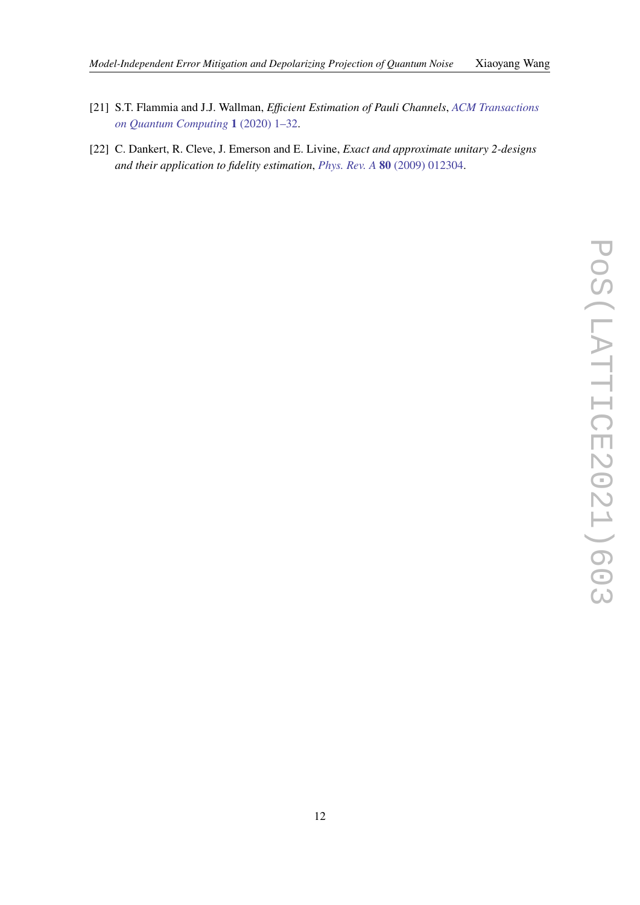[21] S.T. Flammia and J.J. Wallman, *Efficient Estimation of Pauli Channels*, *ACM Transactions on Quantum Computing* **1** (2020) 1–32.

[22] C. Dankert, R. Cleve, J. Emerson and E. Livine, *Exact and approximate unitary 2-designs and their application to fidelity estimation*, *Phys. Rev. A* **80** (2009) 012304.